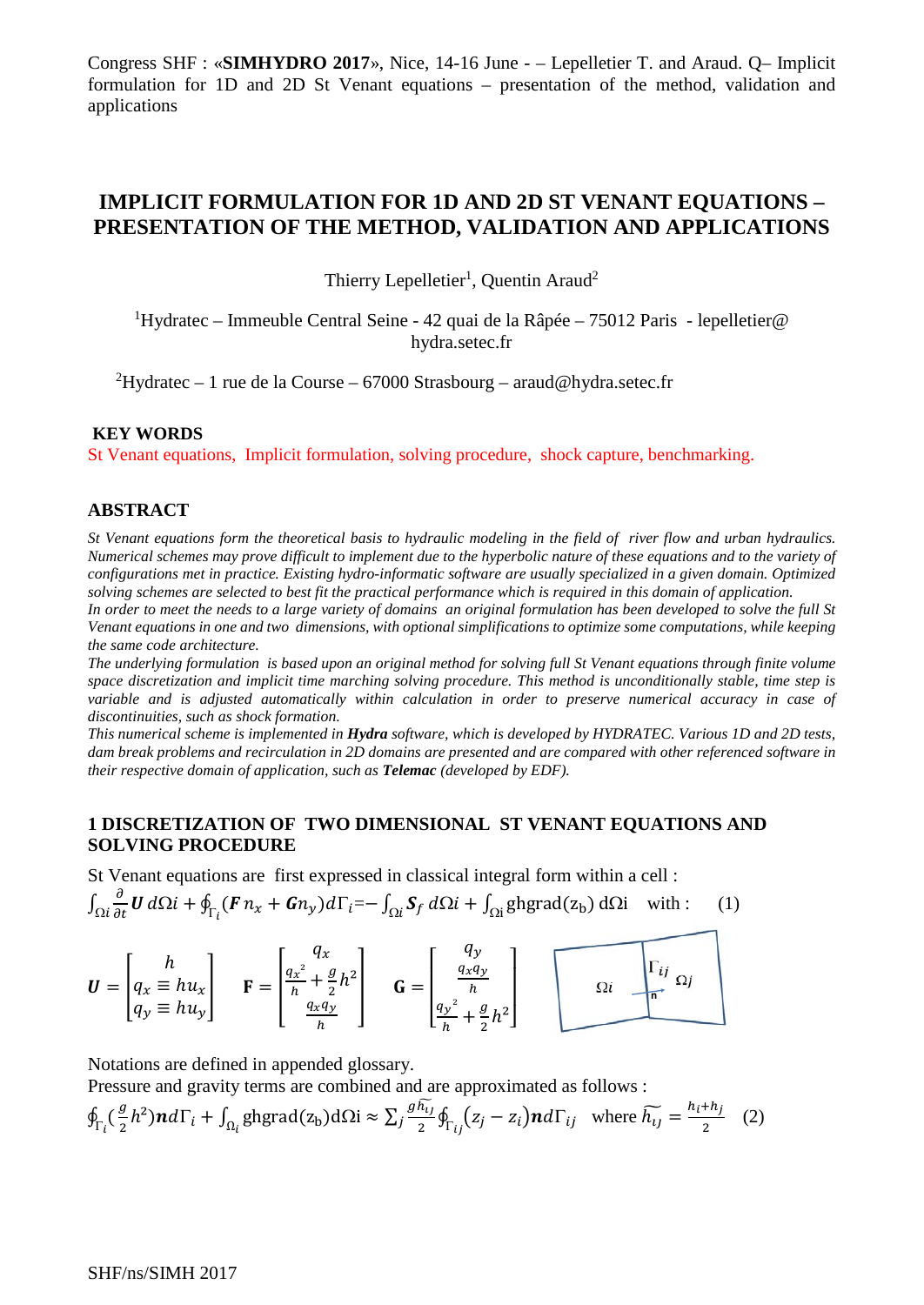Congress SHF : «**SIMHYDRO 2017**», Nice, 14-16 June - – Lepelletier T. and Araud. Q– Implicit formulation for 1D and 2D St Venant equations – presentation of the method, validation and applications

# IMPLICIT FORMULATION FOR 1D AND 2D ST VENANT EQUATIONS – PRESENTATION OF THE METHOD, VALIDATION AND APPLICATIONS

Thierry Lepelletier[1], Quentin Araud[2]

[1]Hydratec – Immeuble Central Seine - 42 quai de la Râpée – 75012 Paris - lepelletier@ hydra.setec.fr

[2]Hydratec – 1 rue de la Course – 67000 Strasbourg – araud@hydra.setec.fr

## KEY WORDS

St Venant equations, Implicit formulation, solving procedure, shock capture, benchmarking.

## ABSTRACT

*St Venant equations form the theoretical basis to hydraulic modeling in the field of river flow and urban hydraulics. Numerical schemes may prove difficult to implement due to the hyperbolic nature of these equations and to the variety of configurations met in practice. Existing hydro-informatic software are usually specialized in a given domain. Optimized solving schemes are selected to best fit the practical performance which is required in this domain of application.*

*In order to meet the needs to a large variety of domains an original formulation has been developed to solve the full St Venant equations in one and two dimensions, with optional simplifications to optimize some computations, while keeping the same code architecture.*

*The underlying formulation is based upon an original method for solving full St Venant equations through finite volume space discretization and implicit time marching solving procedure. This method is unconditionally stable, time step is variable and is adjusted automatically within calculation in order to preserve numerical accuracy in case of discontinuities, such as shock formation.*

*This numerical scheme is implemented in **Hydra** software, which is developed by HYDRATEC. Various 1D and 2D tests, dam break problems and recirculation in 2D domains are presented and are compared with other referenced software in their respective domain of application, such as **Telemac** (developed by EDF).*

## 1 DISCRETIZATION OF TWO DIMENSIONAL ST VENANT EQUATIONS AND SOLVING PROCEDURE

St Venant equations are first expressed in classical integral form within a cell :

$$\int_{\Omega i}\frac{\partial}{\partial t}\boldsymbol{U}\,d\Omega i+\oint_{\Gamma_i}(\boldsymbol{F}\,n_x+\boldsymbol{G}n_y)d\Gamma_i=-\int_{\Omega i}\boldsymbol{S}_f\,d\Omega i+\int_{\Omega i}\text{ghgrad}(\text{z}_\text{b})\,\text{d}\Omega\text{i}\quad\text{with :}\qquad(1)$$

$$\boldsymbol{U}=\begin{bmatrix}h\\ q_x\equiv hu_x\\ q_y\equiv hu_y\end{bmatrix}\qquad \mathbf{F}=\begin{bmatrix}q_x\\ \frac{{q_x}^2}{h}+\frac{g}{2}h^2\\ \frac{q_xq_y}{h}\end{bmatrix}\qquad \mathbf{G}=\begin{bmatrix}q_y\\ \frac{q_xq_y}{h}\\ \frac{{q_y}^2}{h}+\frac{g}{2}h^2\end{bmatrix}$$

Notations are defined in appended glossary.

Pressure and gravity terms are combined and are approximated as follows :

$$\oint_{\Gamma_i}\left(\frac{g}{2}h^2\right)\boldsymbol{n}d\Gamma_i+\int_{\Omega_i}\text{ghgrad}(\text{z}_\text{b})\text{d}\Omega\text{i}\approx\sum_j\frac{g\widetilde{h_{ij}}}{2}\oint_{\Gamma_{ij}}\left(z_j-z_i\right)\boldsymbol{n}d\Gamma_{ij}\quad\text{where }\widetilde{h_{ij}}=\frac{h_i+h_j}{2}\quad(2)$$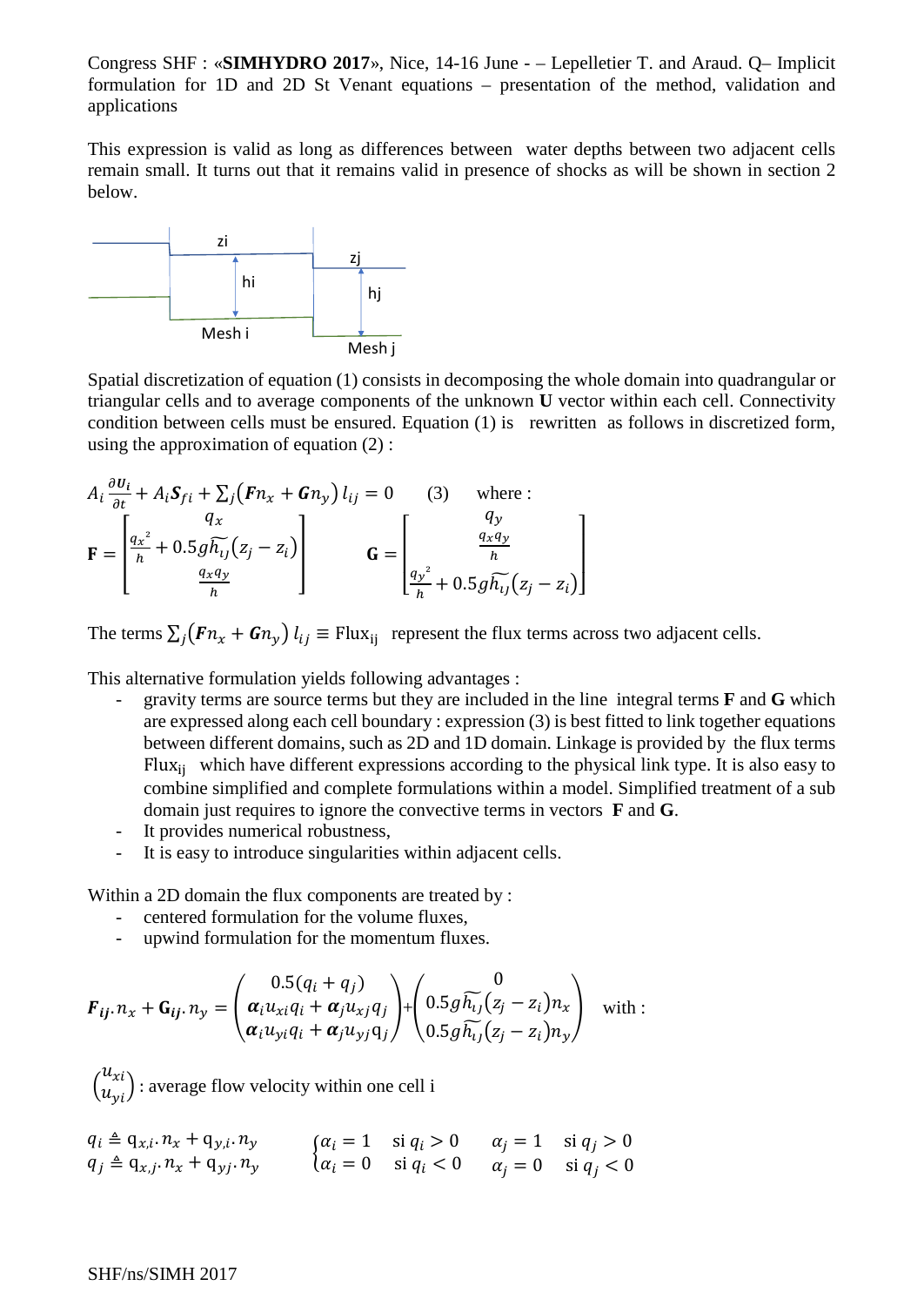This expression is valid as long as differences between water depths between two adjacent cells remain small. It turns out that it remains valid in presence of shocks as will be shown in section 2 below.

Spatial discretization of equation (1) consists in decomposing the whole domain into quadrangular or triangular cells and to average components of the unknown **U** vector within each cell. Connectivity condition between cells must be ensured. Equation (1) is rewritten as follows in discretized form, using the approximation of equation (2) :

$$A_i \frac{\partial \boldsymbol{U_i}}{\partial t} + A_i \boldsymbol{S}_{fi} + \sum_j \left(\boldsymbol{F} n_x + \boldsymbol{G} n_y\right) l_{ij} = 0 \qquad (3) \qquad \text{where :}$$

$$\mathbf{F} = \begin{bmatrix} q_x \\ \frac{q_x^{\,2}}{h} + 0.5g\widetilde{h_{IJ}}(z_j - z_i) \\ \frac{q_x q_y}{h} \end{bmatrix} \qquad \mathbf{G} = \begin{bmatrix} q_y \\ \frac{q_x q_y}{h} \\ \frac{q_y^{\,2}}{h} + 0.5g\widetilde{h_{IJ}}(z_j - z_i) \end{bmatrix}$$

The terms $\sum_j \left(\boldsymbol{F} n_x + \boldsymbol{G} n_y\right) l_{ij} \equiv \text{Flux}_{ij}$ represent the flux terms across two adjacent cells.

This alternative formulation yields following advantages :

- gravity terms are source terms but they are included in the line integral terms **F** and **G** which are expressed along each cell boundary : expression (3) is best fitted to link together equations between different domains, such as 2D and 1D domain. Linkage is provided by the flux terms $\text{Flux}_{ij}$ which have different expressions according to the physical link type. It is also easy to combine simplified and complete formulations within a model. Simplified treatment of a sub domain just requires to ignore the convective terms in vectors **F** and **G**.
- It provides numerical robustness,
- It is easy to introduce singularities within adjacent cells.

Within a 2D domain the flux components are treated by :

- centered formulation for the volume fluxes,
- upwind formulation for the momentum fluxes.

$$\boldsymbol{F_{ij}}.n_x + \mathbf{G_{ij}}.n_y = \begin{pmatrix} 0.5(q_i + q_j) \\ \boldsymbol{\alpha}_i u_{xi} q_i + \boldsymbol{\alpha}_j u_{xj} q_j \\ \boldsymbol{\alpha}_i u_{yi} q_i + \boldsymbol{\alpha}_j u_{yj} q_j \end{pmatrix} + \begin{pmatrix} 0 \\ 0.5g\widetilde{h_{IJ}}(z_j - z_i)n_x \\ 0.5g\widetilde{h_{IJ}}(z_j - z_i)n_y \end{pmatrix} \quad \text{with :}$$

$\begin{pmatrix} u_{xi} \\ u_{yi} \end{pmatrix}$ : average flow velocity within one cell i

$$q_i \triangleq q_{x,i}.n_x + q_{y,i}.n_y \qquad \begin{cases} \alpha_i = 1 & \text{si } q_i > 0 \\ \alpha_i = 0 & \text{si } q_i < 0 \end{cases} \qquad \alpha_j = 1 \quad \text{si } q_j > 0$$

$$q_j \triangleq q_{x,j}.n_x + q_{yj}.n_y \qquad \qquad \qquad \qquad \qquad \alpha_j = 0 \quad \text{si } q_j < 0$$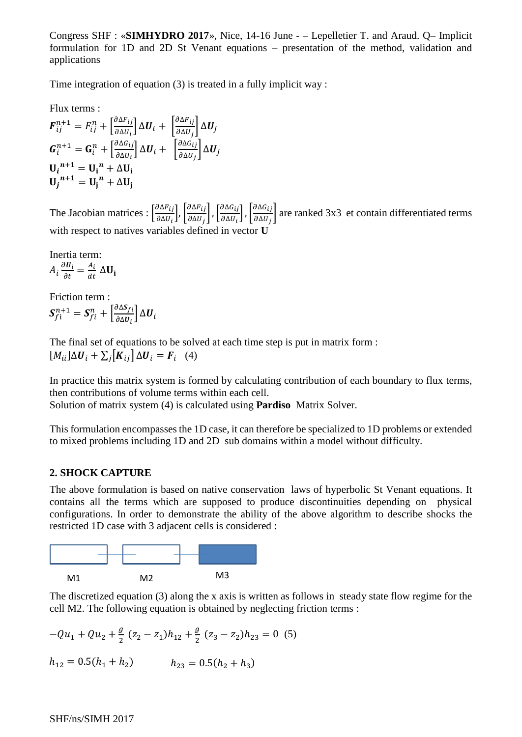Time integration of equation (3) is treated in a fully implicit way :

Flux terms :

$$\boldsymbol{F}_{ij}^{n+1} = F_{ij}^{n} + \left[\frac{\partial \Delta F_{ij}}{\partial \Delta U_i}\right] \Delta \boldsymbol{U}_i + \left[\frac{\partial \Delta F_{ij}}{\partial \Delta U_j}\right] \Delta \boldsymbol{U}_j$$

$$\boldsymbol{G}_{i}^{n+1} = \mathbf{G}_{i}^{n} + \left[\frac{\partial \Delta G_{ij}}{\partial \Delta U_i}\right] \Delta \boldsymbol{U}_i + \left[\frac{\partial \Delta G_{ij}}{\partial \Delta U_j}\right] \Delta \boldsymbol{U}_j$$

$$\mathbf{U}_{\boldsymbol{i}}^{\boldsymbol{n+1}} = \mathbf{U}_{\mathbf{i}}^{\boldsymbol{n}} + \Delta \mathbf{U}_{\mathbf{i}}$$

$$\mathbf{U}_{\boldsymbol{j}}^{\boldsymbol{n+1}} = \mathbf{U}_{\mathbf{j}}^{\boldsymbol{n}} + \Delta \mathbf{U}_{\mathbf{j}}$$

The Jacobian matrices : $\left[\frac{\partial \Delta F_{ij}}{\partial \Delta U_i}\right], \left[\frac{\partial \Delta F_{ij}}{\partial \Delta U_j}\right], \left[\frac{\partial \Delta G_{ij}}{\partial \Delta U_i}\right], \left[\frac{\partial \Delta G_{ij}}{\partial \Delta U_j}\right]$ are ranked 3x3 et contain differentiated terms with respect to natives variables defined in vector **U**

Inertia term:

$$A_i \frac{\partial \boldsymbol{U}_i}{\partial t} = \frac{A_i}{dt} \Delta \mathbf{U}_{\mathbf{i}}$$

Friction term :

$$\boldsymbol{S}_{fi}^{n+1} = \boldsymbol{S}_{fi}^{n} + \left[\frac{\partial \Delta S_{fi}}{\partial \Delta \boldsymbol{U}_i}\right] \Delta \boldsymbol{U}_i$$

The final set of equations to be solved at each time step is put in matrix form :

$$[M_{ii}] \Delta \boldsymbol{U}_i + \sum_j [\boldsymbol{K}_{ij}] \Delta \boldsymbol{U}_i = \boldsymbol{F}_i \quad (4)$$

In practice this matrix system is formed by calculating contribution of each boundary to flux terms, then contributions of volume terms within each cell.
Solution of matrix system (4) is calculated using **Pardiso** Matrix Solver.

This formulation encompasses the 1D case, it can therefore be specialized to 1D problems or extended to mixed problems including 1D and 2D sub domains within a model without difficulty.

## 2. SHOCK CAPTURE

The above formulation is based on native conservation laws of hyperbolic St Venant equations. It contains all the terms which are supposed to produce discontinuities depending on physical configurations. In order to demonstrate the ability of the above algorithm to describe shocks the restricted 1D case with 3 adjacent cells is considered :

M1 M2 M3

The discretized equation (3) along the x axis is written as follows in steady state flow regime for the cell M2. The following equation is obtained by neglecting friction terms :

$$-Qu_1 + Qu_2 + \frac{g}{2}(z_2 - z_1)h_{12} + \frac{g}{2}(z_3 - z_2)h_{23} = 0 \quad (5)$$

$$h_{12} = 0.5(h_1 + h_2) \qquad h_{23} = 0.5(h_2 + h_3)$$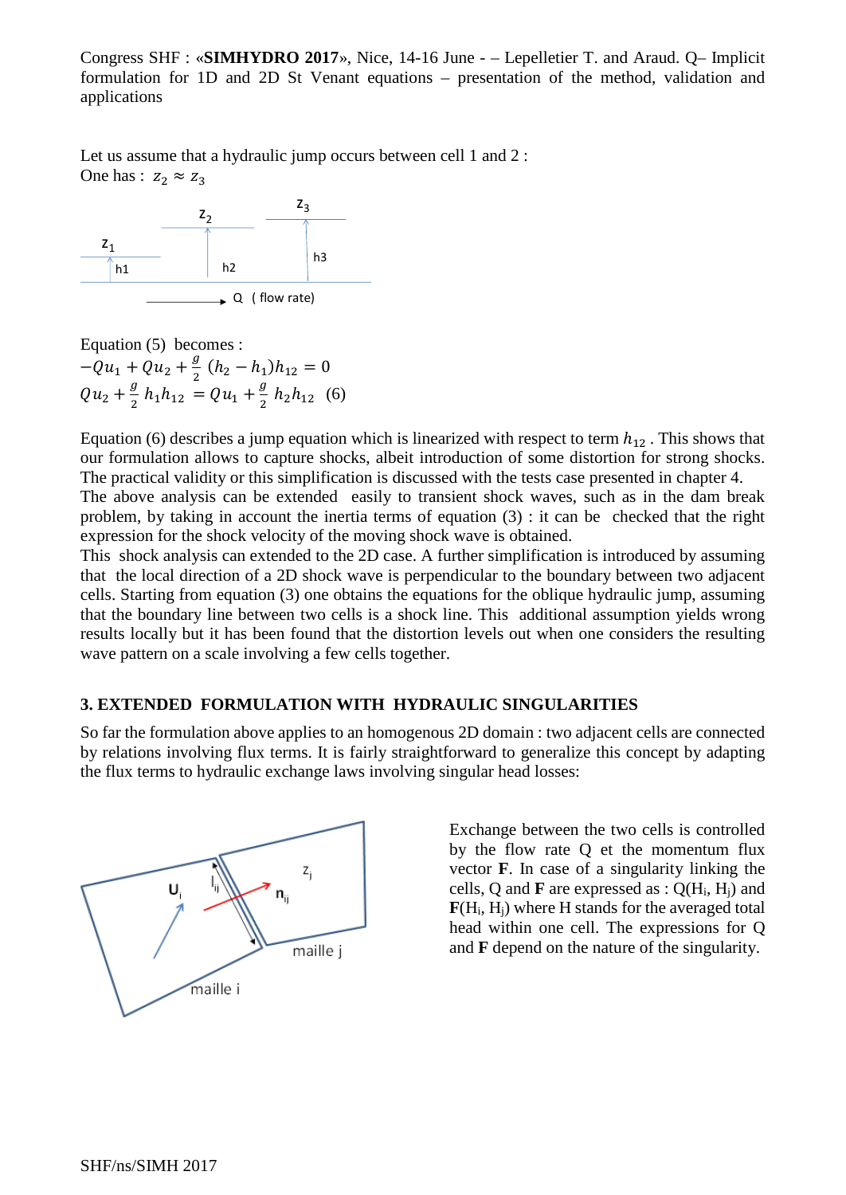Let us assume that a hydraulic jump occurs between cell 1 and 2 :
One has : $z_2 \approx z_3$

Equation (5) becomes :

$$-Qu_1 + Qu_2 + \frac{g}{2}(h_2 - h_1)h_{12} = 0$$

$$Qu_2 + \frac{g}{2} h_1 h_{12} = Qu_1 + \frac{g}{2} h_2 h_{12} \quad (6)$$

Equation (6) describes a jump equation which is linearized with respect to term $h_{12}$ . This shows that our formulation allows to capture shocks, albeit introduction of some distortion for strong shocks. The practical validity or this simplification is discussed with the tests case presented in chapter 4.
The above analysis can be extended easily to transient shock waves, such as in the dam break problem, by taking in account the inertia terms of equation (3) : it can be checked that the right expression for the shock velocity of the moving shock wave is obtained.
This shock analysis can extended to the 2D case. A further simplification is introduced by assuming that the local direction of a 2D shock wave is perpendicular to the boundary between two adjacent cells. Starting from equation (3) one obtains the equations for the oblique hydraulic jump, assuming that the boundary line between two cells is a shock line. This additional assumption yields wrong results locally but it has been found that the distortion levels out when one considers the resulting wave pattern on a scale involving a few cells together.

## 3. EXTENDED FORMULATION WITH HYDRAULIC SINGULARITIES

So far the formulation above applies to an homogenous 2D domain : two adjacent cells are connected by relations involving flux terms. It is fairly straightforward to generalize this concept by adapting the flux terms to hydraulic exchange laws involving singular head losses:

Exchange between the two cells is controlled by the flow rate Q et the momentum flux vector **F**. In case of a singularity linking the cells, Q and **F** are expressed as : $Q(H_i, H_j)$ and $\mathbf{F}(H_i, H_j)$ where H stands for the averaged total head within one cell. The expressions for Q and **F** depend on the nature of the singularity.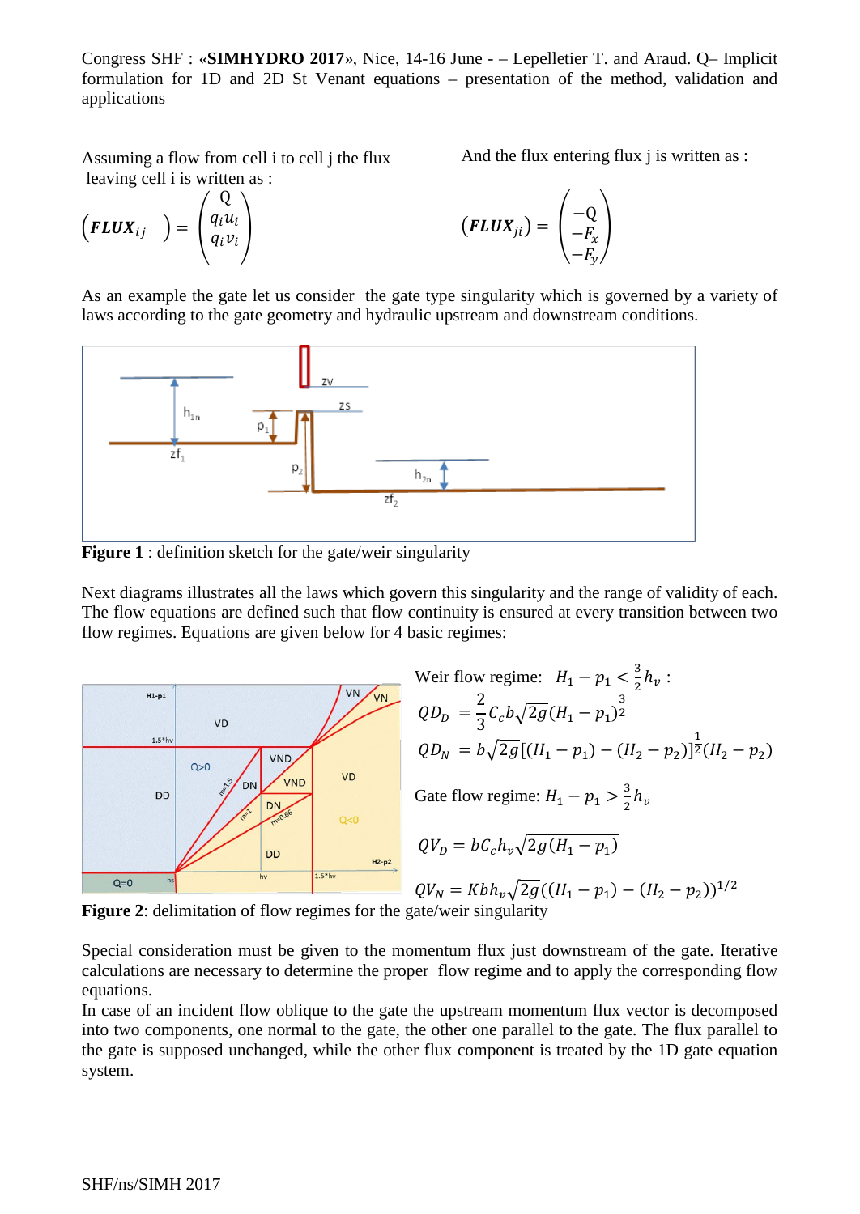Assuming a flow from cell i to cell j the flux leaving cell i is written as :

$$\left(\boldsymbol{FLUX}_{ij}\right) = \begin{pmatrix} Q \\ q_i u_i \\ q_i v_i \end{pmatrix}$$

And the flux entering flux j is written as :

$$\left(\boldsymbol{FLUX}_{ji}\right) = \begin{pmatrix} -Q \\ -F_x \\ -F_y \end{pmatrix}$$

As an example the gate let us consider the gate type singularity which is governed by a variety of laws according to the gate geometry and hydraulic upstream and downstream conditions.

**Figure 1** : definition sketch for the gate/weir singularity

Next diagrams illustrates all the laws which govern this singularity and the range of validity of each. The flow equations are defined such that flow continuity is ensured at every transition between two flow regimes. Equations are given below for 4 basic regimes:

Weir flow regime: $H_1 - p_1 < \frac{3}{2} h_v$ :

$$QD_D = \frac{2}{3} C_c b \sqrt{2g} (H_1 - p_1)^{\frac{3}{2}}$$

$$QD_N = b\sqrt{2g}[(H_1 - p_1) - (H_2 - p_2)]^{\frac{1}{2}}(H_2 - p_2)$$

Gate flow regime: $H_1 - p_1 > \frac{3}{2} h_v$

$$QV_D = bC_c h_v \sqrt{2g(H_1 - p_1)}$$

$$QV_N = Kbh_v\sqrt{2g}((H_1 - p_1) - (H_2 - p_2))^{1/2}$$

**Figure 2**: delimitation of flow regimes for the gate/weir singularity

Special consideration must be given to the momentum flux just downstream of the gate. Iterative calculations are necessary to determine the proper flow regime and to apply the corresponding flow equations.

In case of an incident flow oblique to the gate the upstream momentum flux vector is decomposed into two components, one normal to the gate, the other one parallel to the gate. The flux parallel to the gate is supposed unchanged, while the other flux component is treated by the 1D gate equation system.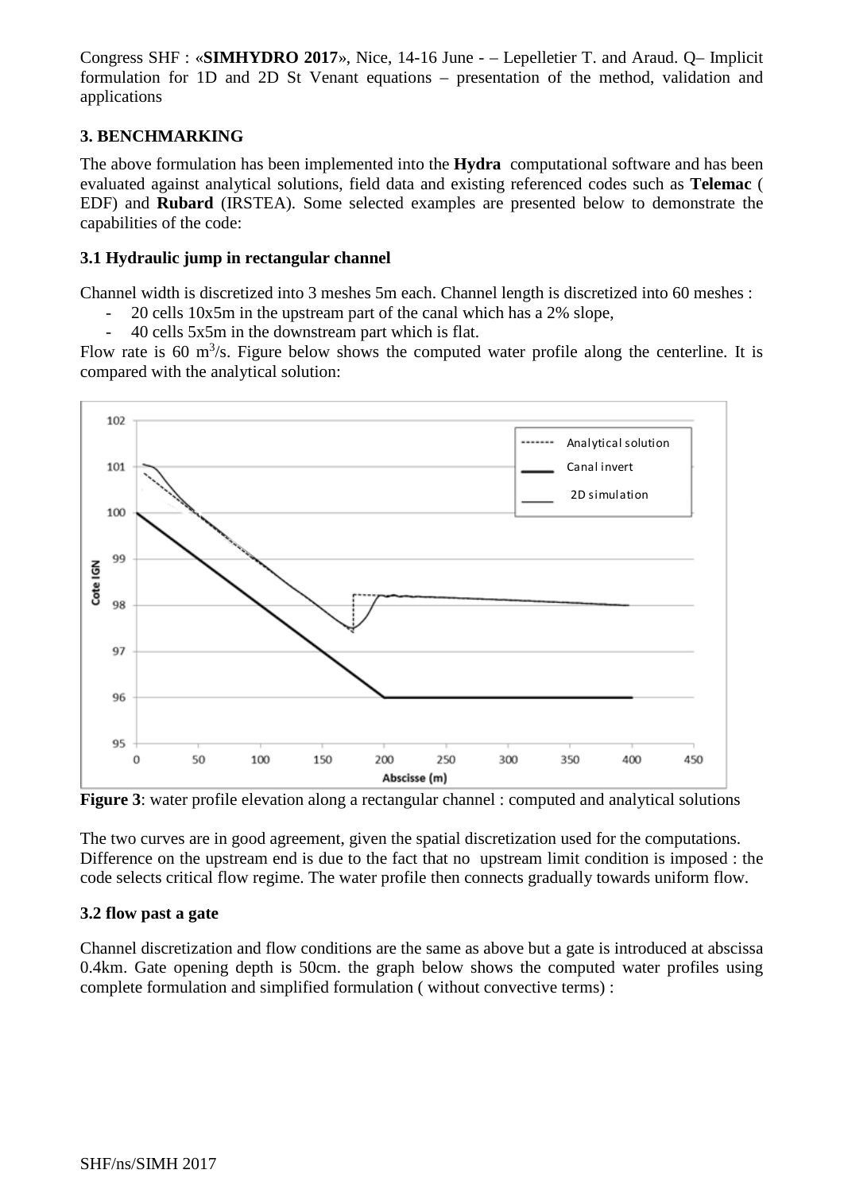## 3. BENCHMARKING

The above formulation has been implemented into the **Hydra** computational software and has been evaluated against analytical solutions, field data and existing referenced codes such as **Telemac** ( EDF) and **Rubard** (IRSTEA). Some selected examples are presented below to demonstrate the capabilities of the code:

### 3.1 Hydraulic jump in rectangular channel

Channel width is discretized into 3 meshes 5m each. Channel length is discretized into 60 meshes :

- 20 cells 10x5m in the upstream part of the canal which has a 2% slope,
- 40 cells 5x5m in the downstream part which is flat.

Flow rate is 60 $m^3$/s. Figure below shows the computed water profile along the centerline. It is compared with the analytical solution:

**Figure 3**: water profile elevation along a rectangular channel : computed and analytical solutions

The two curves are in good agreement, given the spatial discretization used for the computations. Difference on the upstream end is due to the fact that no upstream limit condition is imposed : the code selects critical flow regime. The water profile then connects gradually towards uniform flow.

### 3.2 flow past a gate

Channel discretization and flow conditions are the same as above but a gate is introduced at abscissa 0.4km. Gate opening depth is 50cm. the graph below shows the computed water profiles using complete formulation and simplified formulation ( without convective terms) :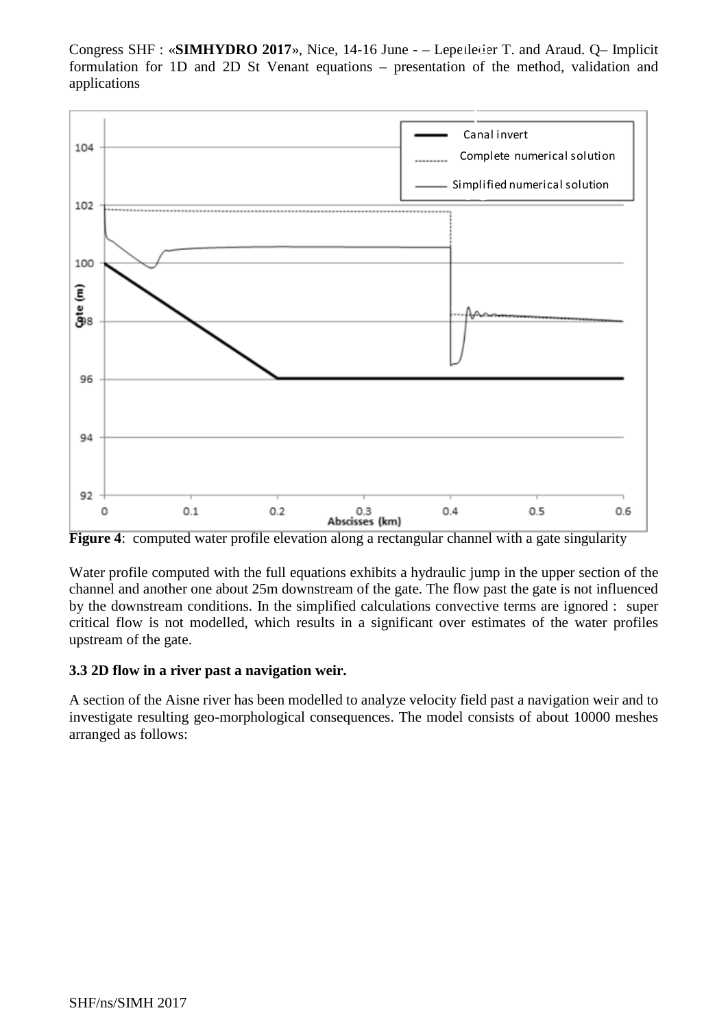**Figure 4**: computed water profile elevation along a rectangular channel with a gate singularity

Water profile computed with the full equations exhibits a hydraulic jump in the upper section of the channel and another one about 25m downstream of the gate. The flow past the gate is not influenced by the downstream conditions. In the simplified calculations convective terms are ignored : super critical flow is not modelled, which results in a significant over estimates of the water profiles upstream of the gate.

### 3.3 2D flow in a river past a navigation weir.

A section of the Aisne river has been modelled to analyze velocity field past a navigation weir and to investigate resulting geo-morphological consequences. The model consists of about 10000 meshes arranged as follows: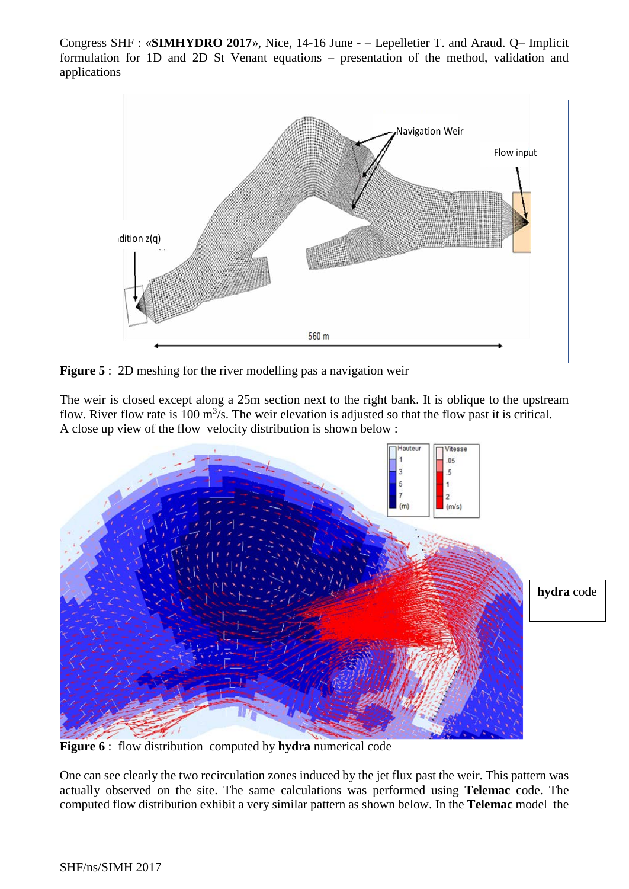**Figure 5** : 2D meshing for the river modelling pas a navigation weir

The weir is closed except along a 25m section next to the right bank. It is oblique to the upstream flow. River flow rate is 100 $m^3/s$. The weir elevation is adjusted so that the flow past it is critical.
A close up view of the flow velocity distribution is shown below :

**hydra** code

**Figure 6** : flow distribution computed by **hydra** numerical code

One can see clearly the two recirculation zones induced by the jet flux past the weir. This pattern was actually observed on the site. The same calculations was performed using **Telemac** code. The computed flow distribution exhibit a very similar pattern as shown below. In the **Telemac** model the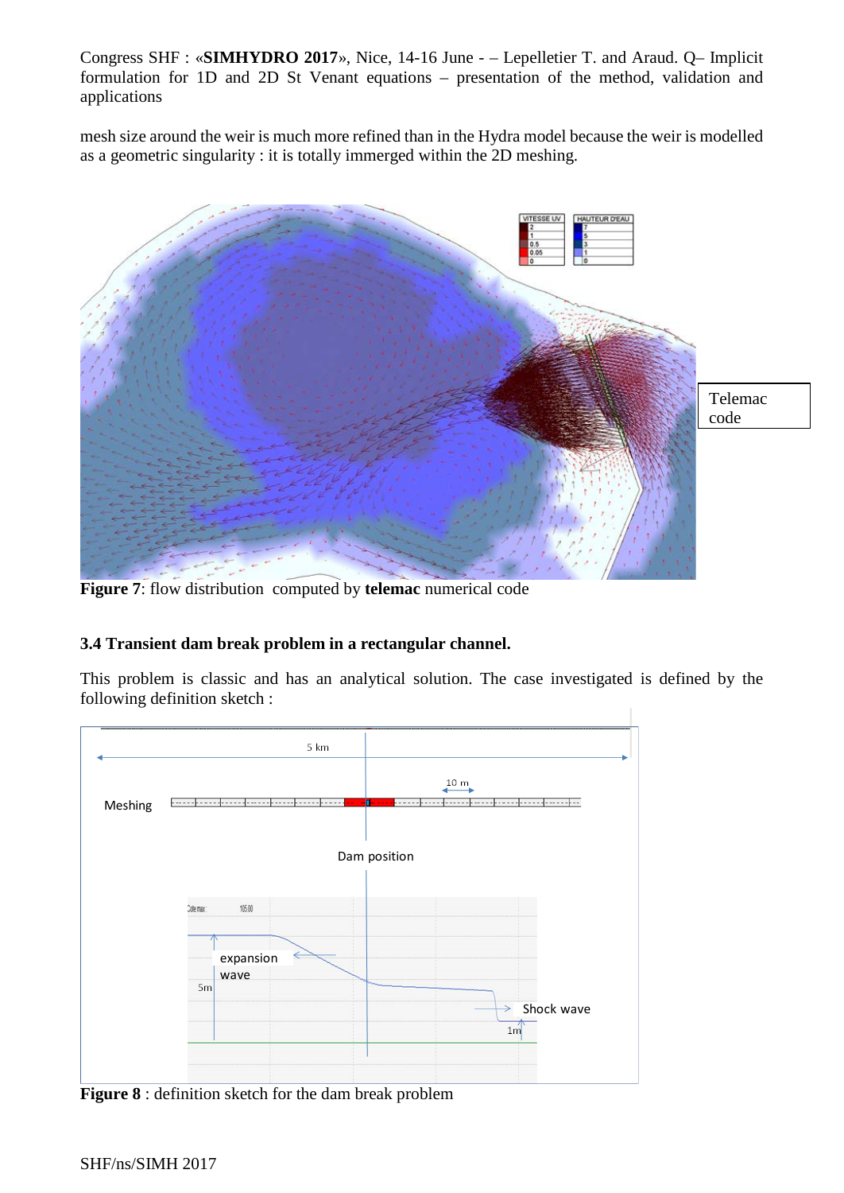mesh size around the weir is much more refined than in the Hydra model because the weir is modelled as a geometric singularity : it is totally immerged within the 2D meshing.

Telemac code

**Figure 7**: flow distribution computed by **telemac** numerical code

### 3.4 Transient dam break problem in a rectangular channel.

This problem is classic and has an analytical solution. The case investigated is defined by the following definition sketch :

**Figure 8** : definition sketch for the dam break problem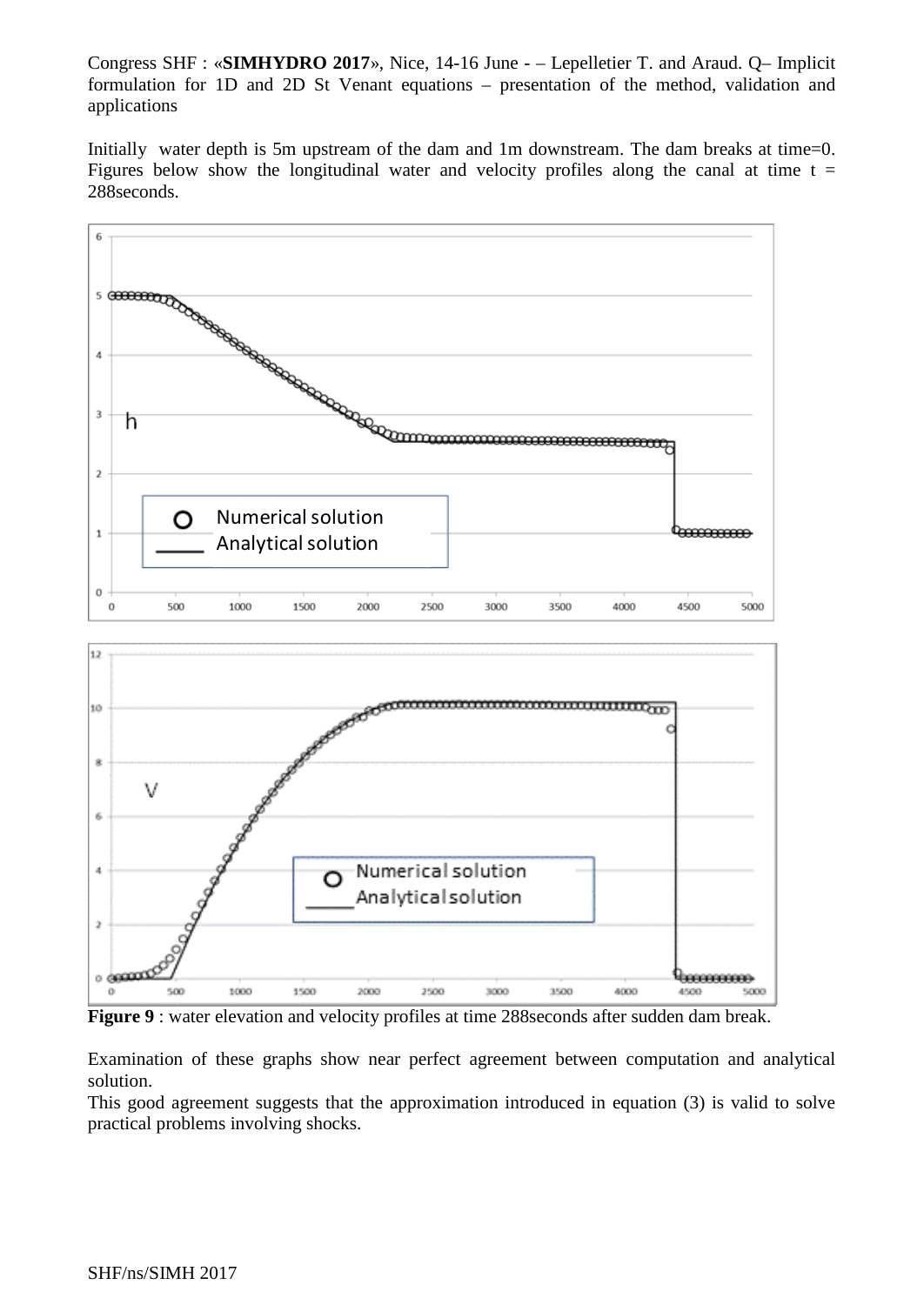Initially water depth is 5m upstream of the dam and 1m downstream. The dam breaks at time=0. Figures below show the longitudinal water and velocity profiles along the canal at time t = 288seconds.

**Figure 9** : water elevation and velocity profiles at time 288seconds after sudden dam break.

Examination of these graphs show near perfect agreement between computation and analytical solution.

This good agreement suggests that the approximation introduced in equation (3) is valid to solve practical problems involving shocks.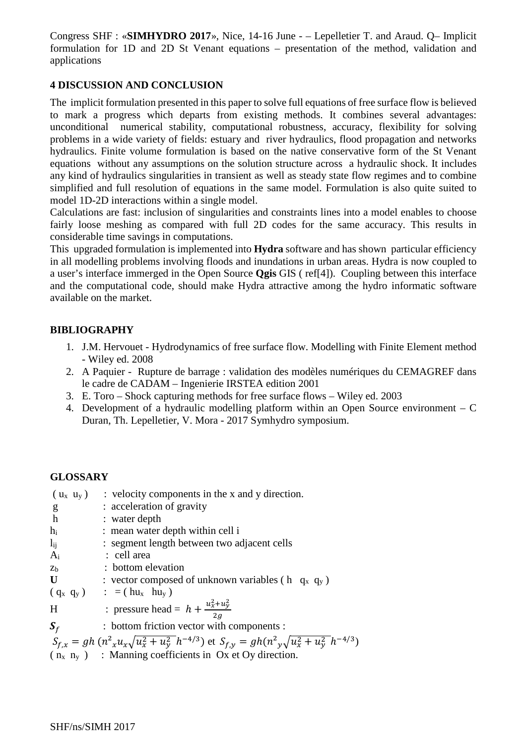## 4 DISCUSSION AND CONCLUSION

The implicit formulation presented in this paper to solve full equations of free surface flow is believed to mark a progress which departs from existing methods. It combines several advantages: unconditional numerical stability, computational robustness, accuracy, flexibility for solving problems in a wide variety of fields: estuary and river hydraulics, flood propagation and networks hydraulics. Finite volume formulation is based on the native conservative form of the St Venant equations without any assumptions on the solution structure across a hydraulic shock. It includes any kind of hydraulics singularities in transient as well as steady state flow regimes and to combine simplified and full resolution of equations in the same model. Formulation is also quite suited to model 1D-2D interactions within a single model.

Calculations are fast: inclusion of singularities and constraints lines into a model enables to choose fairly loose meshing as compared with full 2D codes for the same accuracy. This results in considerable time savings in computations.

This upgraded formulation is implemented into **Hydra** software and has shown particular efficiency in all modelling problems involving floods and inundations in urban areas. Hydra is now coupled to a user's interface immerged in the Open Source **Qgis** GIS ( ref[4]). Coupling between this interface and the computational code, should make Hydra attractive among the hydro informatic software available on the market.

## BIBLIOGRAPHY

1. J.M. Hervouet - Hydrodynamics of free surface flow. Modelling with Finite Element method - Wiley ed. 2008
2. A Paquier - Rupture de barrage : validation des modèles numériques du CEMAGREF dans le cadre de CADAM – Ingenierie IRSTEA edition 2001
3. E. Toro – Shock capturing methods for free surface flows – Wiley ed. 2003
4. Development of a hydraulic modelling platform within an Open Source environment – C Duran, Th. Lepelletier, V. Mora - 2017 Symhydro symposium.

## GLOSSARY

$(u_x \ u_y)$ : velocity components in the x and y direction.

$g$ : acceleration of gravity

$h$ : water depth

$h_i$ : mean water depth within cell i

$l_{ij}$ : segment length between two adjacent cells

$A_i$ : cell area

$z_b$ : bottom elevation

$\mathbf{U}$ : vector composed of unknown variables ( $h \ \ q_x \ q_y$ )

$(q_x \ q_y)$ : $= (hu_x \ \ hu_y)$

$H$ : pressure head = $h + \frac{u_x^2 + u_y^2}{2g}$

$\boldsymbol{S_f}$ : bottom friction vector with components :

$S_{f,x} = gh\,(n^2{}_x u_x \sqrt{u_x^2 + u_y^2}\,h^{-4/3})$ et $S_{f,y} = gh(n^2{}_y \sqrt{u_x^2 + u_y^2}\,h^{-4/3})$

$(n_x \ n_y)$ : Manning coefficients in Ox et Oy direction.